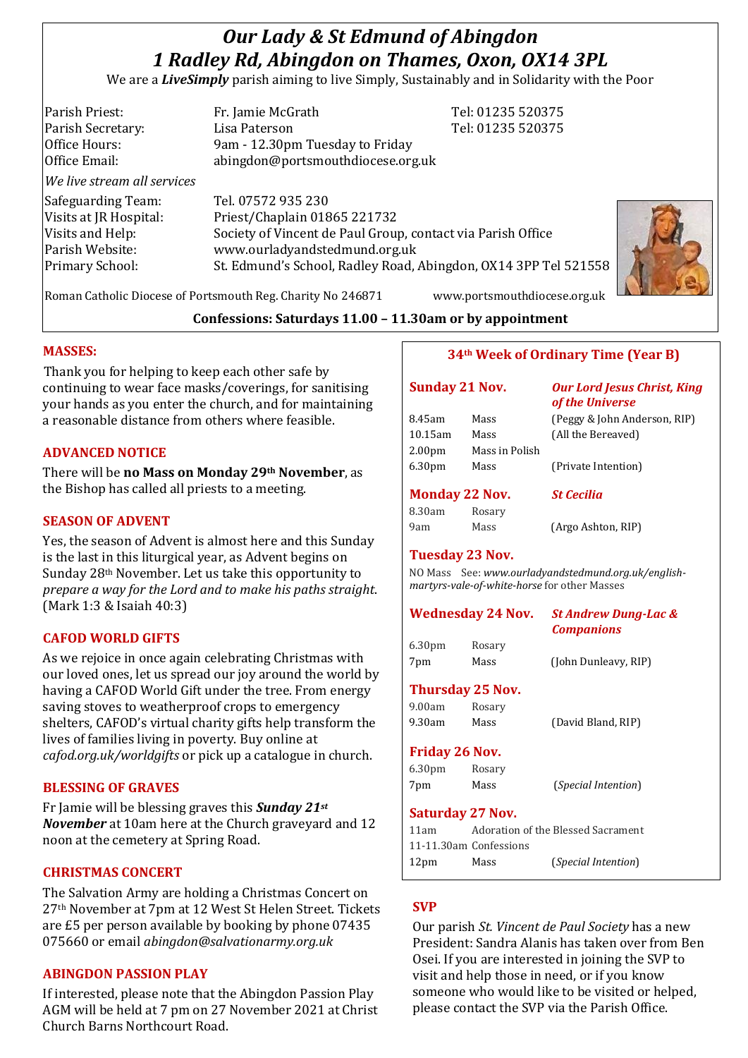# *Our Lady & St Edmund of Abingdon*
# *1 Radley Rd, Abingdon on Thames, Oxon, OX14 3PL*

We are a ***LiveSimply*** parish aiming to live Simply, Sustainably and in Solidarity with the Poor

| | | |
|---|---|---|
| Parish Priest: | Fr. Jamie McGrath | Tel: 01235 520375 |
| Parish Secretary: | Lisa Paterson | Tel: 01235 520375 |
| Office Hours: | 9am - 12.30pm Tuesday to Friday | |
| Office Email: | abingdon@portsmouthdiocese.org.uk | |

*We live stream all services*

| | |
|---|---|
| Safeguarding Team: | Tel. 07572 935 230 |
| Visits at JR Hospital: | Priest/Chaplain 01865 221732 |
| Visits and Help: | Society of Vincent de Paul Group, contact via Parish Office |
| Parish Website: | www.ourladyandstedmund.org.uk |
| Primary School: | St. Edmund's School, Radley Road, Abingdon, OX14 3PP Tel 521558 |

Roman Catholic Diocese of Portsmouth Reg. Charity No 246871 www.portsmouthdiocese.org.uk

**Confessions: Saturdays 11.00 – 11.30am or by appointment**

## MASSES:

Thank you for helping to keep each other safe by continuing to wear face masks/coverings, for sanitising your hands as you enter the church, and for maintaining a reasonable distance from others where feasible.

## ADVANCED NOTICE

There will be **no Mass on Monday 29th November**, as the Bishop has called all priests to a meeting.

## SEASON OF ADVENT

Yes, the season of Advent is almost here and this Sunday is the last in this liturgical year, as Advent begins on Sunday 28th November. Let us take this opportunity to *prepare a way for the Lord and to make his paths straight*. (Mark 1:3 & Isaiah 40:3)

## CAFOD WORLD GIFTS

As we rejoice in once again celebrating Christmas with our loved ones, let us spread our joy around the world by having a CAFOD World Gift under the tree. From energy saving stoves to weatherproof crops to emergency shelters, CAFOD's virtual charity gifts help transform the lives of families living in poverty. Buy online at *cafod.org.uk/worldgifts* or pick up a catalogue in church.

## BLESSING OF GRAVES

Fr Jamie will be blessing graves this ***Sunday 21st November*** at 10am here at the Church graveyard and 12 noon at the cemetery at Spring Road.

## CHRISTMAS CONCERT

The Salvation Army are holding a Christmas Concert on 27th November at 7pm at 12 West St Helen Street. Tickets are £5 per person available by booking by phone 07435 075660 or email *abingdon@salvationarmy.org.uk*

## ABINGDON PASSION PLAY

If interested, please note that the Abingdon Passion Play AGM will be held at 7 pm on 27 November 2021 at Christ Church Barns Northcourt Road.

## 34th Week of Ordinary Time (Year B)

### Sunday 21 Nov. — *Our Lord Jesus Christ, King of the Universe*

| | | |
|---|---|---|
| 8.45am | Mass | (Peggy & John Anderson, RIP) |
| 10.15am | Mass | (All the Bereaved) |
| 2.00pm | Mass in Polish | |
| 6.30pm | Mass | (Private Intention) |

### Monday 22 Nov. — *St Cecilia*

| | | |
|---|---|---|
| 8.30am | Rosary | |
| 9am | Mass | (Argo Ashton, RIP) |

### Tuesday 23 Nov.

NO Mass See: *www.ourladyandstedmund.org.uk/english-martyrs-vale-of-white-horse* for other Masses

### Wednesday 24 Nov. — *St Andrew Dung-Lac & Companions*

| | | |
|---|---|---|
| 6.30pm | Rosary | |
| 7pm | Mass | (John Dunleavy, RIP) |

### Thursday 25 Nov.

| | | |
|---|---|---|
| 9.00am | Rosary | |
| 9.30am | Mass | (David Bland, RIP) |

### Friday 26 Nov.

| | | |
|---|---|---|
| 6.30pm | Rosary | |
| 7pm | Mass | (*Special Intention*) |

### Saturday 27 Nov.

| | | |
|---|---|---|
| 11am | Adoration of the Blessed Sacrament | |
| 11-11.30am | Confessions | |
| 12pm | Mass | (*Special Intention*) |

## SVP

Our parish *St. Vincent de Paul Society* has a new President: Sandra Alanis has taken over from Ben Osei. If you are interested in joining the SVP to visit and help those in need, or if you know someone who would like to be visited or helped, please contact the SVP via the Parish Office.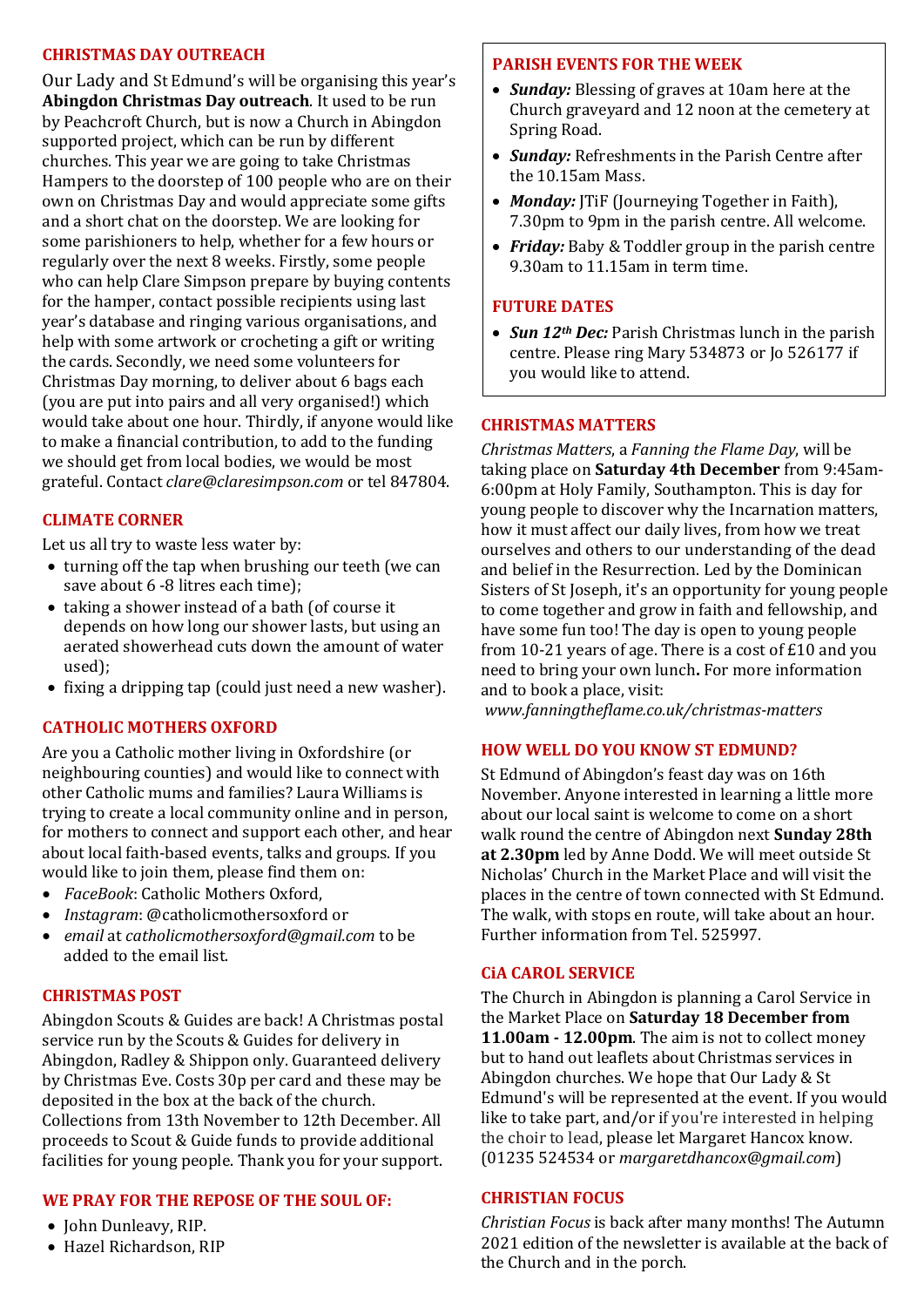## CHRISTMAS DAY OUTREACH

Our Lady and St Edmund's will be organising this year's **Abingdon Christmas Day outreach**. It used to be run by Peachcroft Church, but is now a Church in Abingdon supported project, which can be run by different churches. This year we are going to take Christmas Hampers to the doorstep of 100 people who are on their own on Christmas Day and would appreciate some gifts and a short chat on the doorstep. We are looking for some parishioners to help, whether for a few hours or regularly over the next 8 weeks. Firstly, some people who can help Clare Simpson prepare by buying contents for the hamper, contact possible recipients using last year's database and ringing various organisations, and help with some artwork or crocheting a gift or writing the cards. Secondly, we need some volunteers for Christmas Day morning, to deliver about 6 bags each (you are put into pairs and all very organised!) which would take about one hour. Thirdly, if anyone would like to make a financial contribution, to add to the funding we should get from local bodies, we would be most grateful. Contact *clare@claresimpson.com* or tel 847804.

## CLIMATE CORNER

Let us all try to waste less water by:

- turning off the tap when brushing our teeth (we can save about 6 -8 litres each time);
- taking a shower instead of a bath (of course it depends on how long our shower lasts, but using an aerated showerhead cuts down the amount of water used);
- fixing a dripping tap (could just need a new washer).

## CATHOLIC MOTHERS OXFORD

Are you a Catholic mother living in Oxfordshire (or neighbouring counties) and would like to connect with other Catholic mums and families? Laura Williams is trying to create a local community online and in person, for mothers to connect and support each other, and hear about local faith-based events, talks and groups. If you would like to join them, please find them on:

- *FaceBook*: Catholic Mothers Oxford,
- *Instagram*: @catholicmothersoxford or
- *email* at *catholicmothersoxford@gmail.com* to be added to the email list.

## CHRISTMAS POST

Abingdon Scouts & Guides are back! A Christmas postal service run by the Scouts & Guides for delivery in Abingdon, Radley & Shippon only. Guaranteed delivery by Christmas Eve. Costs 30p per card and these may be deposited in the box at the back of the church. Collections from 13th November to 12th December. All proceeds to Scout & Guide funds to provide additional facilities for young people. Thank you for your support.

## WE PRAY FOR THE REPOSE OF THE SOUL OF:

- John Dunleavy, RIP.
- Hazel Richardson, RIP

## PARISH EVENTS FOR THE WEEK

- ***Sunday:*** Blessing of graves at 10am here at the Church graveyard and 12 noon at the cemetery at Spring Road.
- ***Sunday:*** Refreshments in the Parish Centre after the 10.15am Mass.
- ***Monday:*** JTiF (Journeying Together in Faith), 7.30pm to 9pm in the parish centre. All welcome.
- ***Friday:*** Baby & Toddler group in the parish centre 9.30am to 11.15am in term time.

## FUTURE DATES

- ***Sun 12th Dec:*** Parish Christmas lunch in the parish centre. Please ring Mary 534873 or Jo 526177 if you would like to attend.

## CHRISTMAS MATTERS

*Christmas Matters*, a *Fanning the Flame Day*, will be taking place on **Saturday 4th December** from 9:45am-6:00pm at Holy Family, Southampton. This is day for young people to discover why the Incarnation matters, how it must affect our daily lives, from how we treat ourselves and others to our understanding of the dead and belief in the Resurrection. Led by the Dominican Sisters of St Joseph, it's an opportunity for young people to come together and grow in faith and fellowship, and have some fun too! The day is open to young people from 10-21 years of age. There is a cost of £10 and you need to bring your own lunch**.** For more information and to book a place, visit:
*www.fanningtheflame.co.uk/christmas-matters*

## HOW WELL DO YOU KNOW ST EDMUND?

St Edmund of Abingdon's feast day was on 16th November. Anyone interested in learning a little more about our local saint is welcome to come on a short walk round the centre of Abingdon next **Sunday 28th at 2.30pm** led by Anne Dodd. We will meet outside St Nicholas' Church in the Market Place and will visit the places in the centre of town connected with St Edmund. The walk, with stops en route, will take about an hour. Further information from Tel. 525997.

## CiA CAROL SERVICE

The Church in Abingdon is planning a Carol Service in the Market Place on **Saturday 18 December from 11.00am - 12.00pm**. The aim is not to collect money but to hand out leaflets about Christmas services in Abingdon churches. We hope that Our Lady & St Edmund's will be represented at the event. If you would like to take part, and/or if you're interested in helping the choir to lead, please let Margaret Hancox know. (01235 524534 or *margaretdhancox@gmail.com*)

## CHRISTIAN FOCUS

*Christian Focus* is back after many months! The Autumn 2021 edition of the newsletter is available at the back of the Church and in the porch.